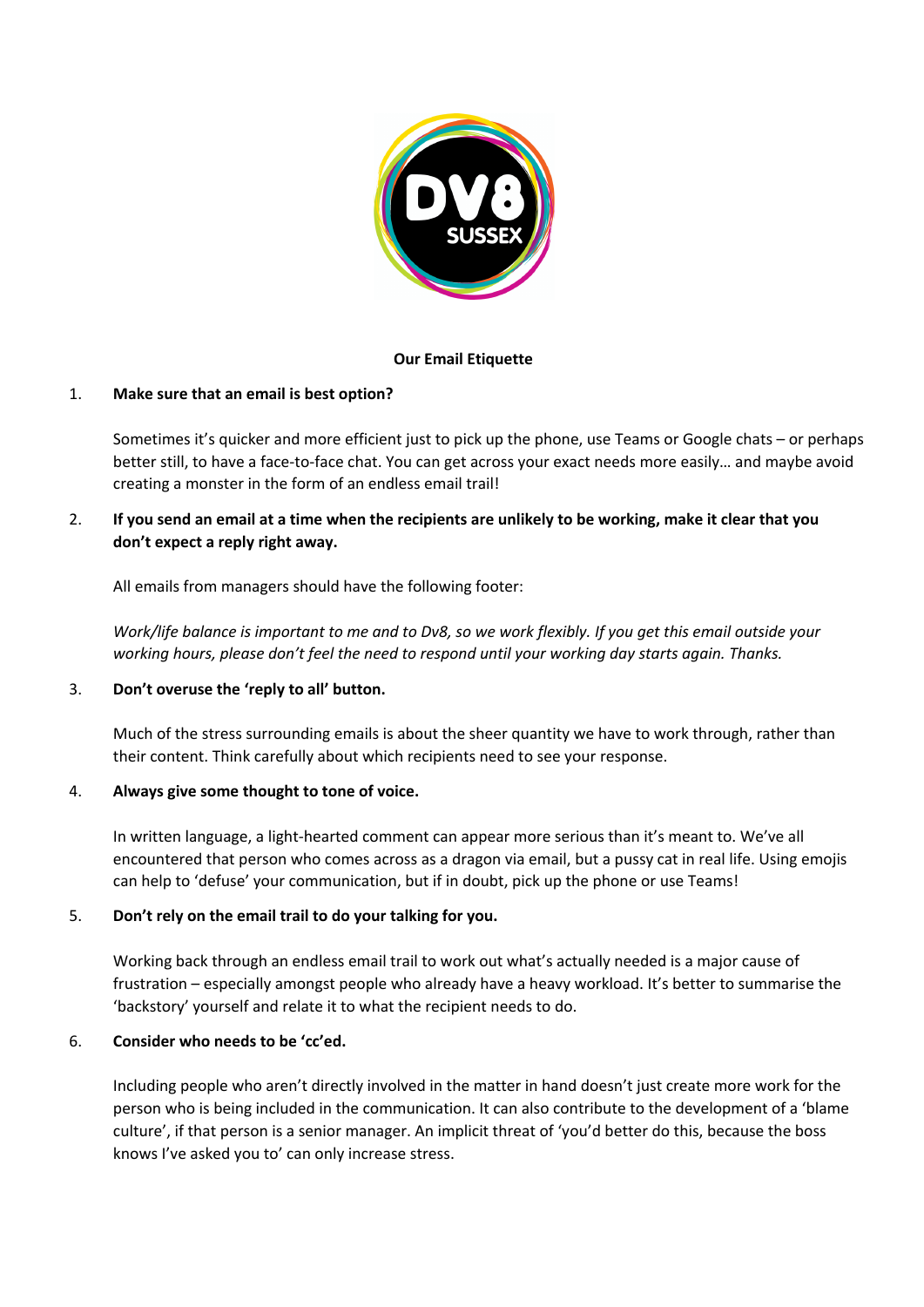# Our Email Etiquette

1. **Make sure that an email is best option?**

   Sometimes it's quicker and more efficient just to pick up the phone, use Teams or Google chats – or perhaps better still, to have a face-to-face chat. You can get across your exact needs more easily… and maybe avoid creating a monster in the form of an endless email trail!

2. **If you send an email at a time when the recipients are unlikely to be working, make it clear that you don't expect a reply right away.**

   All emails from managers should have the following footer:

   *Work/life balance is important to me and to Dv8, so we work flexibly. If you get this email outside your working hours, please don't feel the need to respond until your working day starts again. Thanks.*

3. **Don't overuse the 'reply to all' button.**

   Much of the stress surrounding emails is about the sheer quantity we have to work through, rather than their content. Think carefully about which recipients need to see your response.

4. **Always give some thought to tone of voice.**

   In written language, a light-hearted comment can appear more serious than it's meant to. We've all encountered that person who comes across as a dragon via email, but a pussy cat in real life. Using emojis can help to 'defuse' your communication, but if in doubt, pick up the phone or use Teams!

5. **Don't rely on the email trail to do your talking for you.**

   Working back through an endless email trail to work out what's actually needed is a major cause of frustration – especially amongst people who already have a heavy workload. It's better to summarise the 'backstory' yourself and relate it to what the recipient needs to do.

6. **Consider who needs to be 'cc'ed.**

   Including people who aren't directly involved in the matter in hand doesn't just create more work for the person who is being included in the communication. It can also contribute to the development of a 'blame culture', if that person is a senior manager. An implicit threat of 'you'd better do this, because the boss knows I've asked you to' can only increase stress.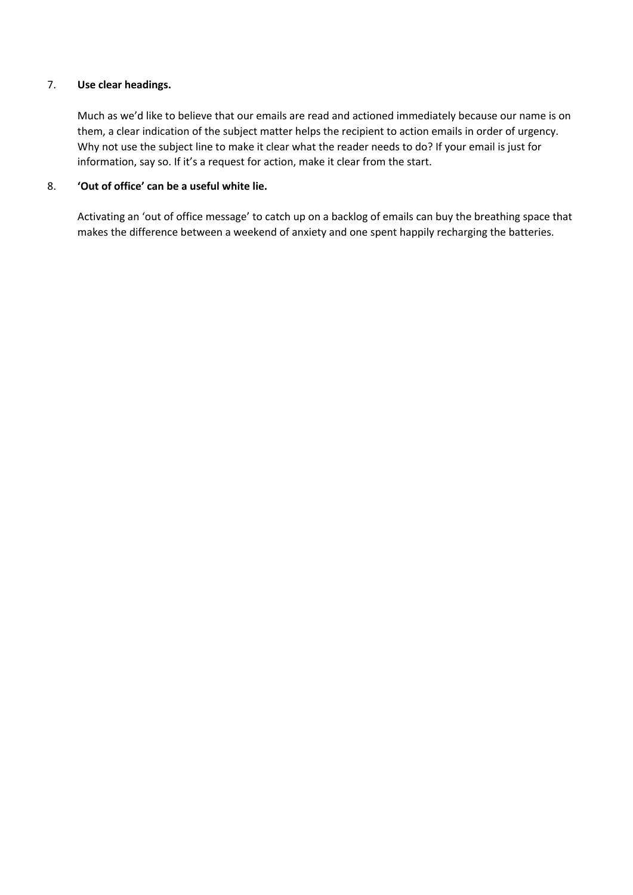7. **Use clear headings.**

   Much as we'd like to believe that our emails are read and actioned immediately because our name is on them, a clear indication of the subject matter helps the recipient to action emails in order of urgency. Why not use the subject line to make it clear what the reader needs to do? If your email is just for information, say so. If it's a request for action, make it clear from the start.

8. **'Out of office' can be a useful white lie.**

   Activating an 'out of office message' to catch up on a backlog of emails can buy the breathing space that makes the difference between a weekend of anxiety and one spent happily recharging the batteries.